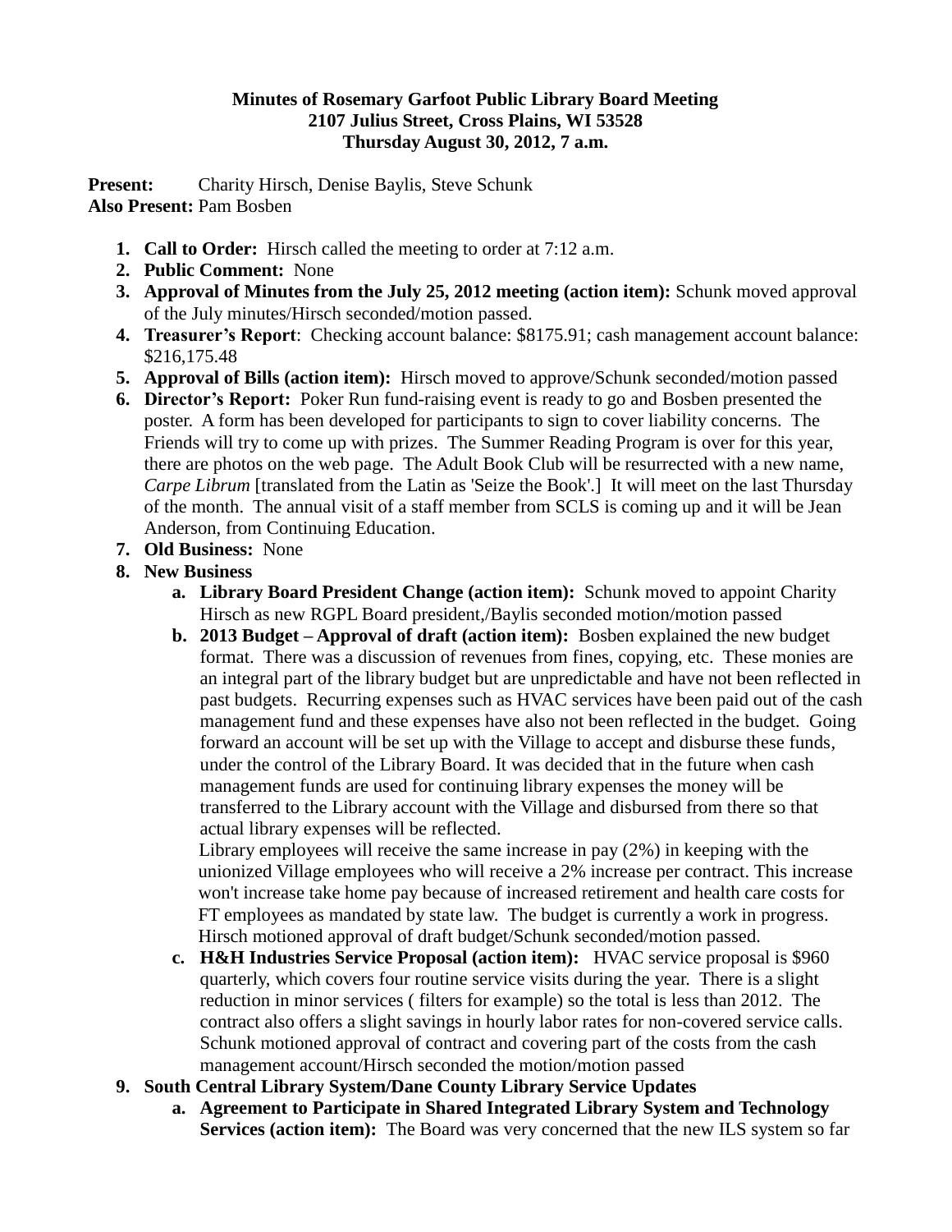**Minutes of Rosemary Garfoot Public Library Board Meeting**
**2107 Julius Street, Cross Plains, WI 53528**
**Thursday August 30, 2012, 7 a.m.**

**Present:** Charity Hirsch, Denise Baylis, Steve Schunk
**Also Present:** Pam Bosben

1. **Call to Order:** Hirsch called the meeting to order at 7:12 a.m.
2. **Public Comment:** None
3. **Approval of Minutes from the July 25, 2012 meeting (action item):** Schunk moved approval of the July minutes/Hirsch seconded/motion passed.
4. **Treasurer's Report**: Checking account balance: $8175.91; cash management account balance: $216,175.48
5. **Approval of Bills (action item):** Hirsch moved to approve/Schunk seconded/motion passed
6. **Director's Report:** Poker Run fund-raising event is ready to go and Bosben presented the poster. A form has been developed for participants to sign to cover liability concerns. The Friends will try to come up with prizes. The Summer Reading Program is over for this year, there are photos on the web page. The Adult Book Club will be resurrected with a new name, *Carpe Librum* [translated from the Latin as 'Seize the Book'.] It will meet on the last Thursday of the month. The annual visit of a staff member from SCLS is coming up and it will be Jean Anderson, from Continuing Education.
7. **Old Business:** None
8. **New Business**
   a. **Library Board President Change (action item):** Schunk moved to appoint Charity Hirsch as new RGPL Board president,/Baylis seconded motion/motion passed
   b. **2013 Budget – Approval of draft (action item):** Bosben explained the new budget format. There was a discussion of revenues from fines, copying, etc. These monies are an integral part of the library budget but are unpredictable and have not been reflected in past budgets. Recurring expenses such as HVAC services have been paid out of the cash management fund and these expenses have also not been reflected in the budget. Going forward an account will be set up with the Village to accept and disburse these funds, under the control of the Library Board. It was decided that in the future when cash management funds are used for continuing library expenses the money will be transferred to the Library account with the Village and disbursed from there so that actual library expenses will be reflected.
   Library employees will receive the same increase in pay (2%) in keeping with the unionized Village employees who will receive a 2% increase per contract. This increase won't increase take home pay because of increased retirement and health care costs for FT employees as mandated by state law. The budget is currently a work in progress. Hirsch motioned approval of draft budget/Schunk seconded/motion passed.
   c. **H&H Industries Service Proposal (action item):** HVAC service proposal is $960 quarterly, which covers four routine service visits during the year. There is a slight reduction in minor services ( filters for example) so the total is less than 2012. The contract also offers a slight savings in hourly labor rates for non-covered service calls. Schunk motioned approval of contract and covering part of the costs from the cash management account/Hirsch seconded the motion/motion passed
9. **South Central Library System/Dane County Library Service Updates**
   a. **Agreement to Participate in Shared Integrated Library System and Technology Services (action item):** The Board was very concerned that the new ILS system so far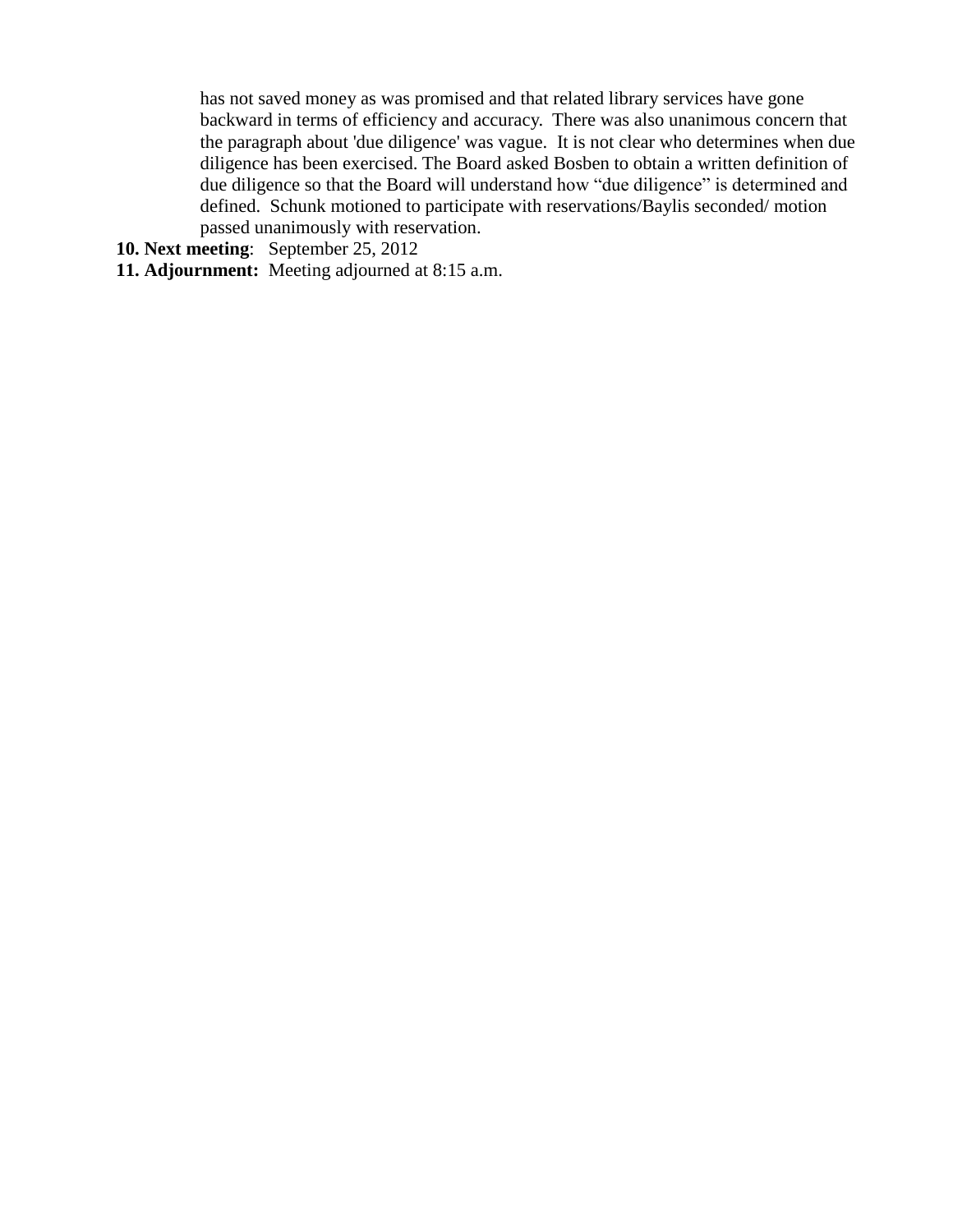has not saved money as was promised and that related library services have gone backward in terms of efficiency and accuracy. There was also unanimous concern that the paragraph about 'due diligence' was vague. It is not clear who determines when due diligence has been exercised. The Board asked Bosben to obtain a written definition of due diligence so that the Board will understand how "due diligence" is determined and defined. Schunk motioned to participate with reservations/Baylis seconded/ motion passed unanimously with reservation.

10. **Next meeting**: September 25, 2012
11. **Adjournment:** Meeting adjourned at 8:15 a.m.